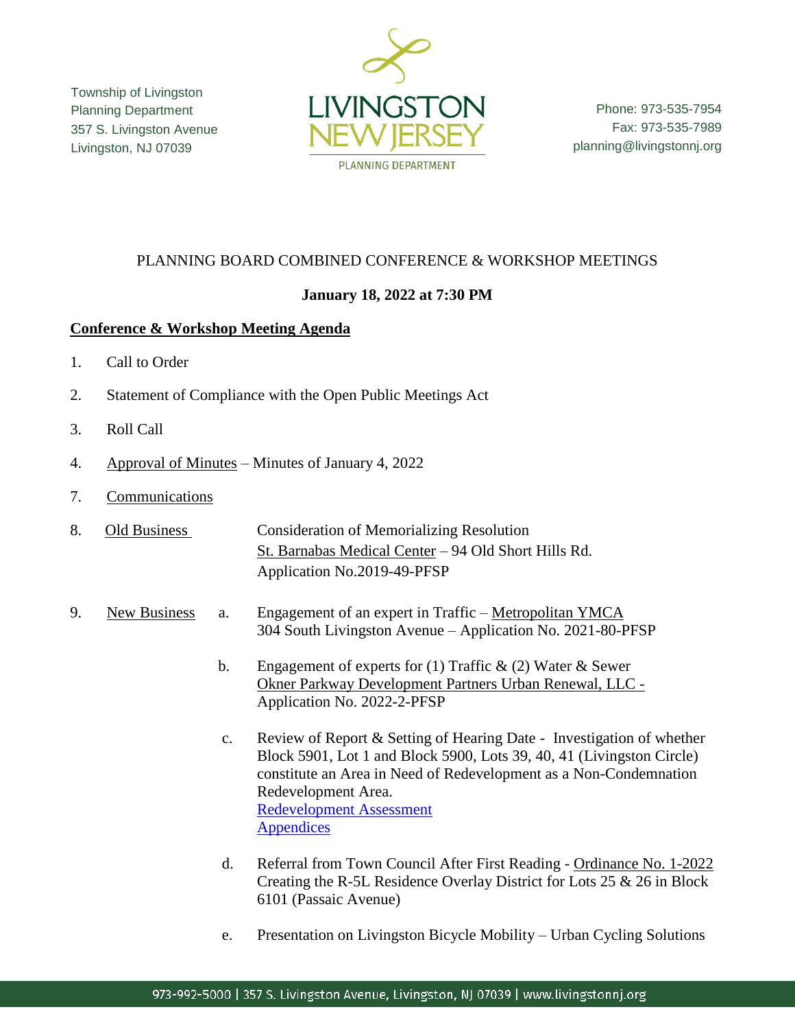Township of Livingston
Planning Department
357 S. Livingston Avenue
Livingston, NJ 07039

LIVINGSTON NEW JERSEY
PLANNING DEPARTMENT

Phone: 973-535-7954
Fax: 973-535-7989
planning@livingstonnj.org

PLANNING BOARD COMBINED CONFERENCE & WORKSHOP MEETINGS

**January 18, 2022 at 7:30 PM**

**Conference & Workshop Meeting Agenda**

1. Call to Order

2. Statement of Compliance with the Open Public Meetings Act

3. Roll Call

4. Approval of Minutes – Minutes of January 4, 2022

7. Communications

8. Old Business — Consideration of Memorializing Resolution
   St. Barnabas Medical Center – 94 Old Short Hills Rd.
   Application No.2019-49-PFSP

9. New Business
   a. Engagement of an expert in Traffic – Metropolitan YMCA
      304 South Livingston Avenue – Application No. 2021-80-PFSP

   b. Engagement of experts for (1) Traffic & (2) Water & Sewer
      Okner Parkway Development Partners Urban Renewal, LLC -
      Application No. 2022-2-PFSP

   c. Review of Report & Setting of Hearing Date - Investigation of whether Block 5901, Lot 1 and Block 5900, Lots 39, 40, 41 (Livingston Circle) constitute an Area in Need of Redevelopment as a Non-Condemnation Redevelopment Area.
      Redevelopment Assessment
      Appendices

   d. Referral from Town Council After First Reading - Ordinance No. 1-2022
      Creating the R-5L Residence Overlay District for Lots 25 & 26 in Block 6101 (Passaic Avenue)

   e. Presentation on Livingston Bicycle Mobility – Urban Cycling Solutions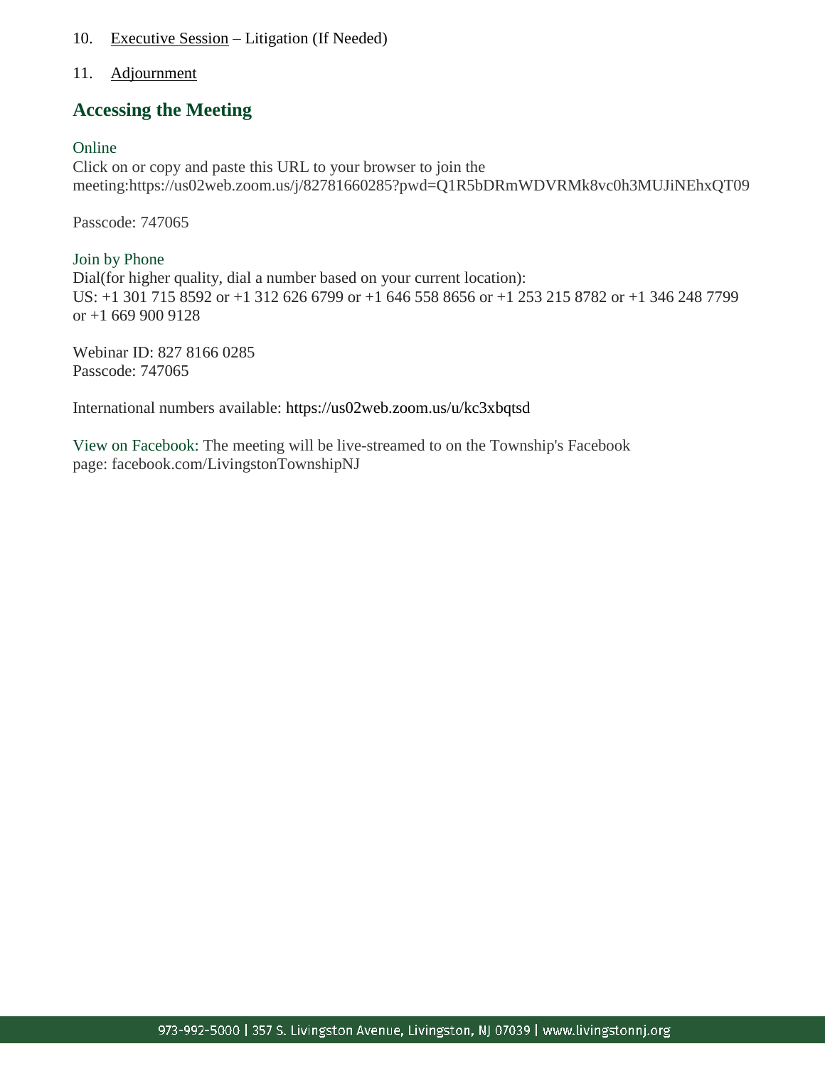10. Executive Session – Litigation (If Needed)

11. Adjournment

## Accessing the Meeting

Online

Click on or copy and paste this URL to your browser to join the meeting:https://us02web.zoom.us/j/82781660285?pwd=Q1R5bDRmWDVRMk8vc0h3MUJiNEhxQT09

Passcode: 747065

Join by Phone

Dial(for higher quality, dial a number based on your current location):
US: +1 301 715 8592 or +1 312 626 6799 or +1 646 558 8656 or +1 253 215 8782 or +1 346 248 7799 or +1 669 900 9128

Webinar ID: 827 8166 0285
Passcode: 747065

International numbers available: https://us02web.zoom.us/u/kc3xbqtsd

View on Facebook: The meeting will be live-streamed to on the Township's Facebook page: facebook.com/LivingstonTownshipNJ